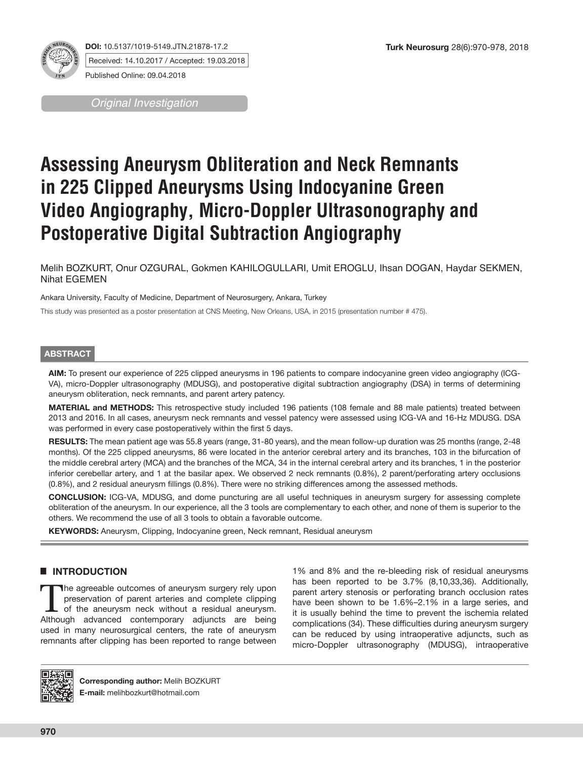DOI: 10.5137/1019-5149.JTN.21878-17.2

Received: 14.10.2017 / Accepted: 19.03.2018

Published Online: 09.04.2018

*Original Investigation*

# Assessing Aneurysm Obliteration and Neck Remnants in 225 Clipped Aneurysms Using Indocyanine Green Video Angiography, Micro-Doppler Ultrasonography and Postoperative Digital Subtraction Angiography

Melih BOZKURT, Onur OZGURAL, Gokmen KAHILOGULLARI, Umit EROGLU, Ihsan DOGAN, Haydar SEKMEN, Nihat EGEMEN

Ankara University, Faculty of Medicine, Department of Neurosurgery, Ankara, Turkey

This study was presented as a poster presentation at CNS Meeting, New Orleans, USA, in 2015 (presentation number # 475).

## ABSTRACT

**AIM:** To present our experience of 225 clipped aneurysms in 196 patients to compare indocyanine green video angiography (ICG-VA), micro-Doppler ultrasonography (MDUSG), and postoperative digital subtraction angiography (DSA) in terms of determining aneurysm obliteration, neck remnants, and parent artery patency.

**MATERIAL and METHODS:** This retrospective study included 196 patients (108 female and 88 male patients) treated between 2013 and 2016. In all cases, aneurysm neck remnants and vessel patency were assessed using ICG-VA and 16-Hz MDUSG. DSA was performed in every case postoperatively within the first 5 days.

**RESULTS:** The mean patient age was 55.8 years (range, 31-80 years), and the mean follow-up duration was 25 months (range, 2-48 months). Of the 225 clipped aneurysms, 86 were located in the anterior cerebral artery and its branches, 103 in the bifurcation of the middle cerebral artery (MCA) and the branches of the MCA, 34 in the internal cerebral artery and its branches, 1 in the posterior inferior cerebellar artery, and 1 at the basilar apex. We observed 2 neck remnants (0.8%), 2 parent/perforating artery occlusions (0.8%), and 2 residual aneurysm fillings (0.8%). There were no striking differences among the assessed methods.

**CONCLUSION:** ICG-VA, MDUSG, and dome puncturing are all useful techniques in aneurysm surgery for assessing complete obliteration of the aneurysm. In our experience, all the 3 tools are complementary to each other, and none of them is superior to the others. We recommend the use of all 3 tools to obtain a favorable outcome.

**KEYWORDS:** Aneurysm, Clipping, Indocyanine green, Neck remnant, Residual aneurysm

## INTRODUCTION

The agreeable outcomes of aneurysm surgery rely upon preservation of parent arteries and complete clipping of the aneurysm neck without a residual aneurysm. Although advanced contemporary adjuncts are being used in many neurosurgical centers, the rate of aneurysm remnants after clipping has been reported to range between 1% and 8% and the re-bleeding risk of residual aneurysms has been reported to be 3.7% (8,10,33,36). Additionally, parent artery stenosis or perforating branch occlusion rates have been shown to be 1.6%–2.1% in a large series, and it is usually behind the time to prevent the ischemia related complications (34). These difficulties during aneurysm surgery can be reduced by using intraoperative adjuncts, such as micro-Doppler ultrasonography (MDUSG), intraoperative

**Corresponding author:** Melih BOZKURT
**E-mail:** melihbozkurt@hotmail.com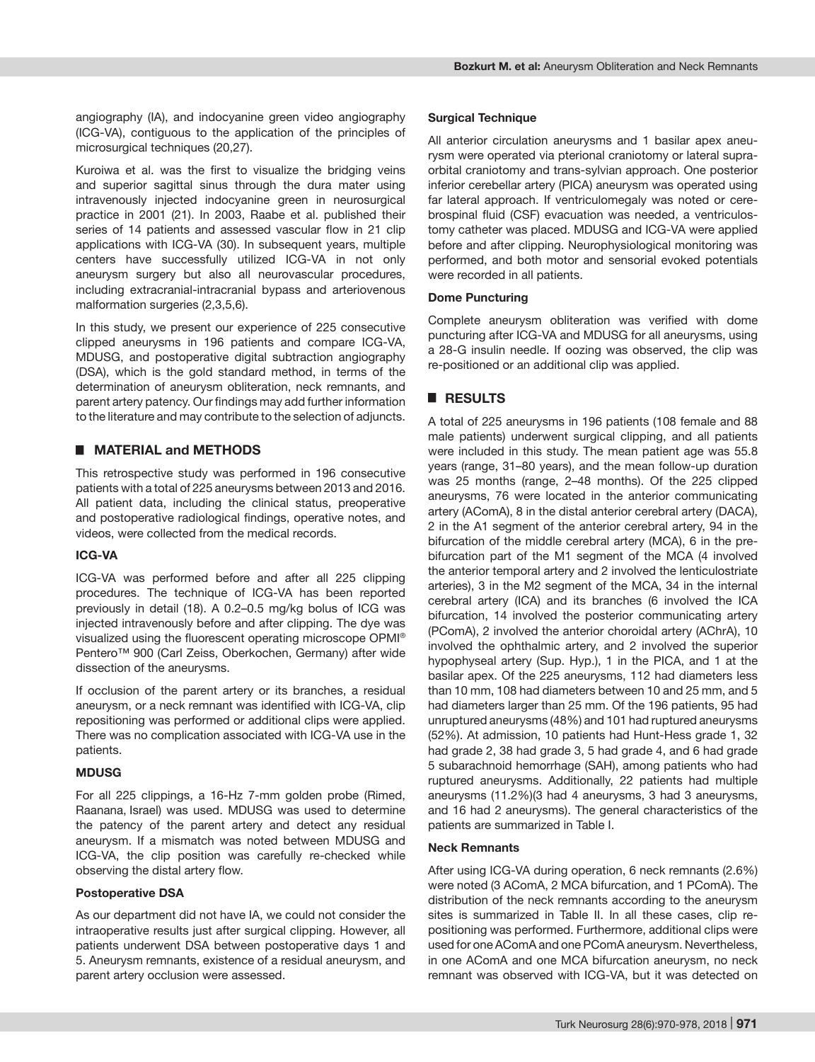angiography (IA), and indocyanine green video angiography (ICG-VA), contiguous to the application of the principles of microsurgical techniques (20,27).

Kuroiwa et al. was the first to visualize the bridging veins and superior sagittal sinus through the dura mater using intravenously injected indocyanine green in neurosurgical practice in 2001 (21). In 2003, Raabe et al. published their series of 14 patients and assessed vascular flow in 21 clip applications with ICG-VA (30). In subsequent years, multiple centers have successfully utilized ICG-VA in not only aneurysm surgery but also all neurovascular procedures, including extracranial-intracranial bypass and arteriovenous malformation surgeries (2,3,5,6).

In this study, we present our experience of 225 consecutive clipped aneurysms in 196 patients and compare ICG-VA, MDUSG, and postoperative digital subtraction angiography (DSA), which is the gold standard method, in terms of the determination of aneurysm obliteration, neck remnants, and parent artery patency. Our findings may add further information to the literature and may contribute to the selection of adjuncts.

## MATERIAL and METHODS

This retrospective study was performed in 196 consecutive patients with a total of 225 aneurysms between 2013 and 2016. All patient data, including the clinical status, preoperative and postoperative radiological findings, operative notes, and videos, were collected from the medical records.

### ICG-VA

ICG-VA was performed before and after all 225 clipping procedures. The technique of ICG-VA has been reported previously in detail (18). A 0.2–0.5 mg/kg bolus of ICG was injected intravenously before and after clipping. The dye was visualized using the fluorescent operating microscope OPMI® Pentero™ 900 (Carl Zeiss, Oberkochen, Germany) after wide dissection of the aneurysms.

If occlusion of the parent artery or its branches, a residual aneurysm, or a neck remnant was identified with ICG-VA, clip repositioning was performed or additional clips were applied. There was no complication associated with ICG-VA use in the patients.

### MDUSG

For all 225 clippings, a 16-Hz 7-mm golden probe (Rimed, Raanana, Israel) was used. MDUSG was used to determine the patency of the parent artery and detect any residual aneurysm. If a mismatch was noted between MDUSG and ICG-VA, the clip position was carefully re-checked while observing the distal artery flow.

### Postoperative DSA

As our department did not have IA, we could not consider the intraoperative results just after surgical clipping. However, all patients underwent DSA between postoperative days 1 and 5. Aneurysm remnants, existence of a residual aneurysm, and parent artery occlusion were assessed.

### Surgical Technique

All anterior circulation aneurysms and 1 basilar apex aneurysm were operated via pterional craniotomy or lateral supraorbital craniotomy and trans-sylvian approach. One posterior inferior cerebellar artery (PICA) aneurysm was operated using far lateral approach. If ventriculomegaly was noted or cerebrospinal fluid (CSF) evacuation was needed, a ventriculostomy catheter was placed. MDUSG and ICG-VA were applied before and after clipping. Neurophysiological monitoring was performed, and both motor and sensorial evoked potentials were recorded in all patients.

### Dome Puncturing

Complete aneurysm obliteration was verified with dome puncturing after ICG-VA and MDUSG for all aneurysms, using a 28-G insulin needle. If oozing was observed, the clip was re-positioned or an additional clip was applied.

## RESULTS

A total of 225 aneurysms in 196 patients (108 female and 88 male patients) underwent surgical clipping, and all patients were included in this study. The mean patient age was 55.8 years (range, 31–80 years), and the mean follow-up duration was 25 months (range, 2–48 months). Of the 225 clipped aneurysms, 76 were located in the anterior communicating artery (AComA), 8 in the distal anterior cerebral artery (DACA), 2 in the A1 segment of the anterior cerebral artery, 94 in the bifurcation of the middle cerebral artery (MCA), 6 in the prebifurcation part of the M1 segment of the MCA (4 involved the anterior temporal artery and 2 involved the lenticulostriate arteries), 3 in the M2 segment of the MCA, 34 in the internal cerebral artery (ICA) and its branches (6 involved the ICA bifurcation, 14 involved the posterior communicating artery (PComA), 2 involved the anterior choroidal artery (AChrA), 10 involved the ophthalmic artery, and 2 involved the superior hypophyseal artery (Sup. Hyp.), 1 in the PICA, and 1 at the basilar apex. Of the 225 aneurysms, 112 had diameters less than 10 mm, 108 had diameters between 10 and 25 mm, and 5 had diameters larger than 25 mm. Of the 196 patients, 95 had unruptured aneurysms (48%) and 101 had ruptured aneurysms (52%). At admission, 10 patients had Hunt-Hess grade 1, 32 had grade 2, 38 had grade 3, 5 had grade 4, and 6 had grade 5 subarachnoid hemorrhage (SAH), among patients who had ruptured aneurysms. Additionally, 22 patients had multiple aneurysms (11.2%)(3 had 4 aneurysms, 3 had 3 aneurysms, and 16 had 2 aneurysms). The general characteristics of the patients are summarized in Table I.

### Neck Remnants

After using ICG-VA during operation, 6 neck remnants (2.6%) were noted (3 AComA, 2 MCA bifurcation, and 1 PComA). The distribution of the neck remnants according to the aneurysm sites is summarized in Table II. In all these cases, clip repositioning was performed. Furthermore, additional clips were used for one AComA and one PComA aneurysm. Nevertheless, in one AComA and one MCA bifurcation aneurysm, no neck remnant was observed with ICG-VA, but it was detected on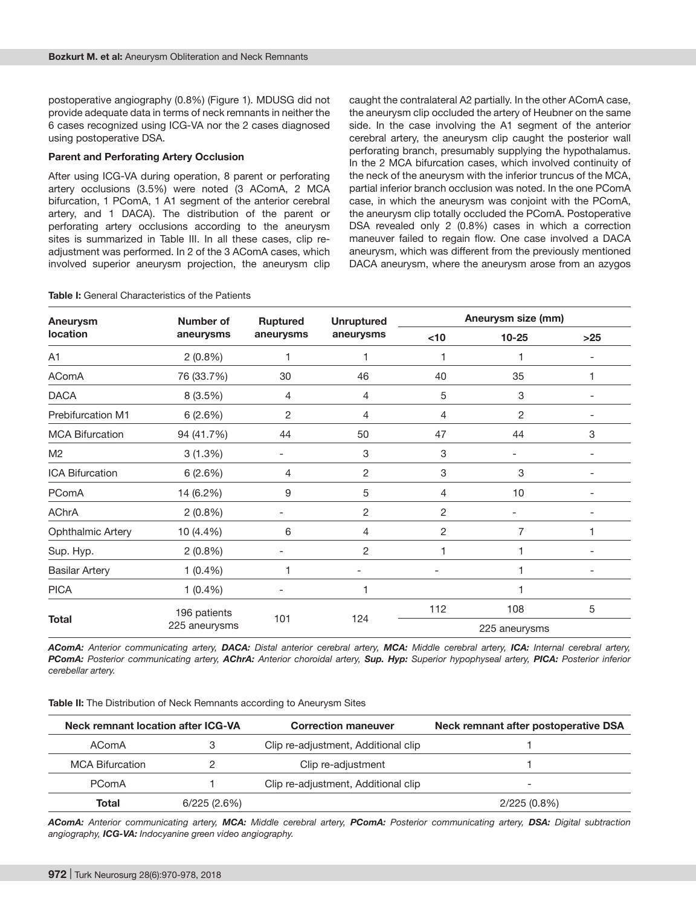postoperative angiography (0.8%) (Figure 1). MDUSG did not provide adequate data in terms of neck remnants in neither the 6 cases recognized using ICG-VA nor the 2 cases diagnosed using postoperative DSA.

### Parent and Perforating Artery Occlusion

After using ICG-VA during operation, 8 parent or perforating artery occlusions (3.5%) were noted (3 AComA, 2 MCA bifurcation, 1 PComA, 1 A1 segment of the anterior cerebral artery, and 1 DACA). The distribution of the parent or perforating artery occlusions according to the aneurysm sites is summarized in Table III. In all these cases, clip re-adjustment was performed. In 2 of the 3 AComA cases, which involved superior aneurysm projection, the aneurysm clip caught the contralateral A2 partially. In the other AComA case, the aneurysm clip occluded the artery of Heubner on the same side. In the case involving the A1 segment of the anterior cerebral artery, the aneurysm clip caught the posterior wall perforating branch, presumably supplying the hypothalamus. In the 2 MCA bifurcation cases, which involved continuity of the neck of the aneurysm with the inferior truncus of the MCA, partial inferior branch occlusion was noted. In the one PComA case, in which the aneurysm was conjoint with the PComA, the aneurysm clip totally occluded the PComA. Postoperative DSA revealed only 2 (0.8%) cases in which a correction maneuver failed to regain flow. One case involved a DACA aneurysm, which was different from the previously mentioned DACA aneurysm, where the aneurysm arose from an azygos

**Table I:** General Characteristics of the Patients

| Aneurysm location | Number of aneurysms | Ruptured aneurysms | Unruptured aneurysms | Aneurysm size (mm) | | |
|---|---|---|---|---|---|---|
| | | | | <10 | 10-25 | >25 |
| A1 | 2 (0.8%) | 1 | 1 | 1 | 1 | - |
| AComA | 76 (33.7%) | 30 | 46 | 40 | 35 | 1 |
| DACA | 8 (3.5%) | 4 | 4 | 5 | 3 | - |
| Prebifurcation M1 | 6 (2.6%) | 2 | 4 | 4 | 2 | - |
| MCA Bifurcation | 94 (41.7%) | 44 | 50 | 47 | 44 | 3 |
| M2 | 3 (1.3%) | - | 3 | 3 | - | - |
| ICA Bifurcation | 6 (2.6%) | 4 | 2 | 3 | 3 | - |
| PComA | 14 (6.2%) | 9 | 5 | 4 | 10 | - |
| AChrA | 2 (0.8%) | - | 2 | 2 | - | - |
| Ophthalmic Artery | 10 (4.4%) | 6 | 4 | 2 | 7 | 1 |
| Sup. Hyp. | 2 (0.8%) | - | 2 | 1 | 1 | - |
| Basilar Artery | 1 (0.4%) | 1 | - | - | 1 | - |
| PICA | 1 (0.4%) | - | 1 | | 1 | |
| **Total** | 196 patients 225 aneurysms | 101 | 124 | 112 | 108 | 5 |
| | | | | 225 aneurysms | | |

***AComA:** Anterior communicating artery, **DACA:** Distal anterior cerebral artery, **MCA:** Middle cerebral artery, **ICA:** Internal cerebral artery, **PComA:** Posterior communicating artery, **AChrA:** Anterior choroidal artery, **Sup. Hyp:** Superior hypophyseal artery, **PICA:** Posterior inferior cerebellar artery.*

**Table II:** The Distribution of Neck Remnants according to Aneurysm Sites

| Neck remnant location after ICG-VA | | Correction maneuver | Neck remnant after postoperative DSA |
|---|---|---|---|
| AComA | 3 | Clip re-adjustment, Additional clip | 1 |
| MCA Bifurcation | 2 | Clip re-adjustment | 1 |
| PComA | 1 | Clip re-adjustment, Additional clip | - |
| **Total** | 6/225 (2.6%) | | 2/225 (0.8%) |

***AComA:** Anterior communicating artery, **MCA:** Middle cerebral artery, **PComA:** Posterior communicating artery, **DSA:** Digital subtraction angiography, **ICG-VA:** Indocyanine green video angiography.*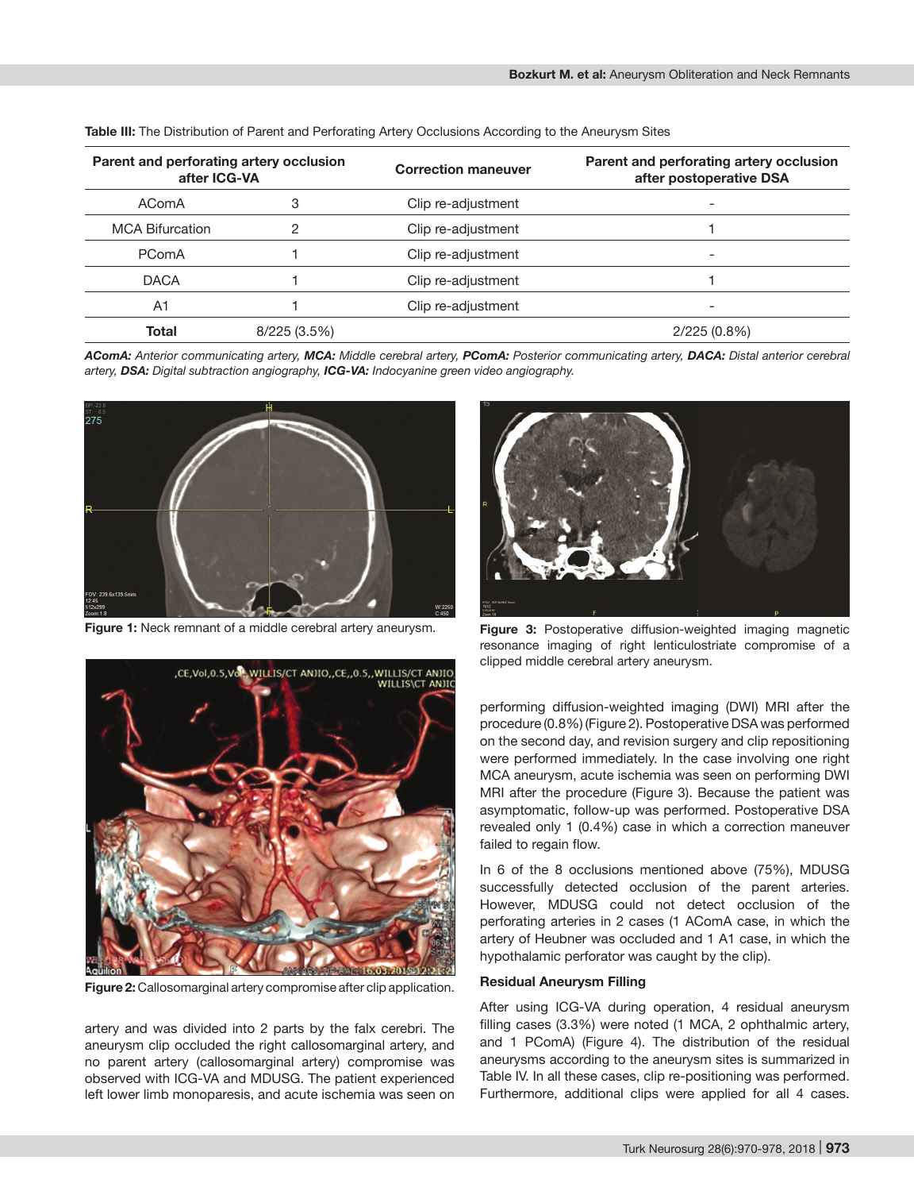**Table III:** The Distribution of Parent and Perforating Artery Occlusions According to the Aneurysm Sites

| Parent and perforating artery occlusion after ICG-VA | | Correction maneuver | Parent and perforating artery occlusion after postoperative DSA |
|---|---|---|---|
| AComA | 3 | Clip re-adjustment | - |
| MCA Bifurcation | 2 | Clip re-adjustment | 1 |
| PComA | 1 | Clip re-adjustment | - |
| DACA | 1 | Clip re-adjustment | 1 |
| A1 | 1 | Clip re-adjustment | - |
| **Total** | 8/225 (3.5%) | | 2/225 (0.8%) |

***AComA:** Anterior communicating artery, **MCA:** Middle cerebral artery, **PComA:** Posterior communicating artery, **DACA:** Distal anterior cerebral artery, **DSA:** Digital subtraction angiography, **ICG-VA:** Indocyanine green video angiography.*

**Figure 1:** Neck remnant of a middle cerebral artery aneurysm.

**Figure 2:** Callosomarginal artery compromise after clip application.

**Figure 3:** Postoperative diffusion-weighted imaging magnetic resonance imaging of right lenticulostriate compromise of a clipped middle cerebral artery aneurysm.

artery and was divided into 2 parts by the falx cerebri. The aneurysm clip occluded the right callosomarginal artery, and no parent artery (callosomarginal artery) compromise was observed with ICG-VA and MDUSG. The patient experienced left lower limb monoparesis, and acute ischemia was seen on performing diffusion-weighted imaging (DWI) MRI after the procedure (0.8%) (Figure 2). Postoperative DSA was performed on the second day, and revision surgery and clip repositioning were performed immediately. In the case involving one right MCA aneurysm, acute ischemia was seen on performing DWI MRI after the procedure (Figure 3). Because the patient was asymptomatic, follow-up was performed. Postoperative DSA revealed only 1 (0.4%) case in which a correction maneuver failed to regain flow.

In 6 of the 8 occlusions mentioned above (75%), MDUSG successfully detected occlusion of the parent arteries. However, MDUSG could not detect occlusion of the perforating arteries in 2 cases (1 AComA case, in which the artery of Heubner was occluded and 1 A1 case, in which the hypothalamic perforator was caught by the clip).

### Residual Aneurysm Filling

After using ICG-VA during operation, 4 residual aneurysm filling cases (3.3%) were noted (1 MCA, 2 ophthalmic artery, and 1 PComA) (Figure 4). The distribution of the residual aneurysms according to the aneurysm sites is summarized in Table IV. In all these cases, clip re-positioning was performed. Furthermore, additional clips were applied for all 4 cases.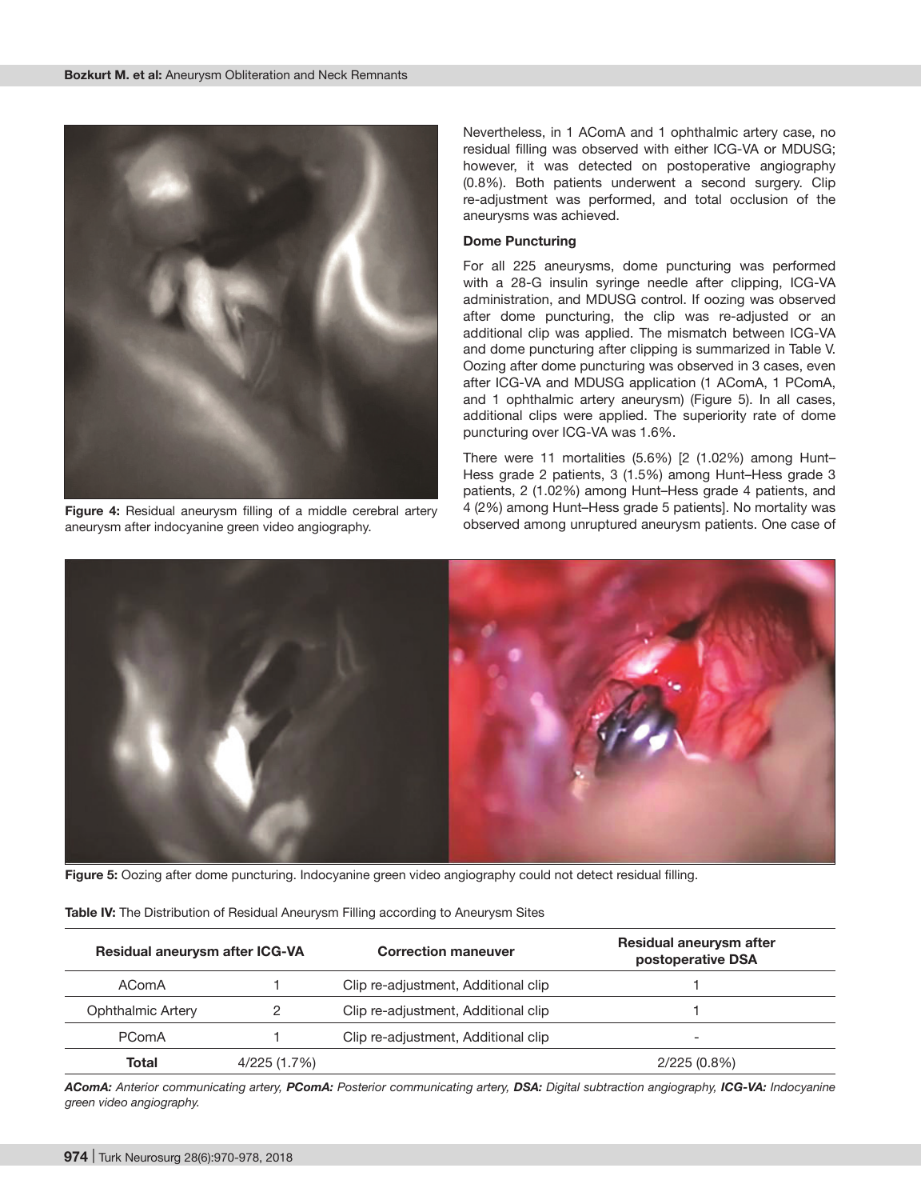Figure 4: Residual aneurysm filling of a middle cerebral artery aneurysm after indocyanine green video angiography.

Nevertheless, in 1 AComA and 1 ophthalmic artery case, no residual filling was observed with either ICG-VA or MDUSG; however, it was detected on postoperative angiography (0.8%). Both patients underwent a second surgery. Clip re-adjustment was performed, and total occlusion of the aneurysms was achieved.

**Dome Puncturing**

For all 225 aneurysms, dome puncturing was performed with a 28-G insulin syringe needle after clipping, ICG-VA administration, and MDUSG control. If oozing was observed after dome puncturing, the clip was re-adjusted or an additional clip was applied. The mismatch between ICG-VA and dome puncturing after clipping is summarized in Table V. Oozing after dome puncturing was observed in 3 cases, even after ICG-VA and MDUSG application (1 AComA, 1 PComA, and 1 ophthalmic artery aneurysm) (Figure 5). In all cases, additional clips were applied. The superiority rate of dome puncturing over ICG-VA was 1.6%.

There were 11 mortalities (5.6%) [2 (1.02%) among Hunt–Hess grade 2 patients, 3 (1.5%) among Hunt–Hess grade 3 patients, 2 (1.02%) among Hunt–Hess grade 4 patients, and 4 (2%) among Hunt–Hess grade 5 patients]. No mortality was observed among unruptured aneurysm patients. One case of

Figure 5: Oozing after dome puncturing. Indocyanine green video angiography could not detect residual filling.

**Table IV:** The Distribution of Residual Aneurysm Filling according to Aneurysm Sites

| Residual aneurysm after ICG-VA | | Correction maneuver | Residual aneurysm after postoperative DSA |
|---|---|---|---|
| AComA | 1 | Clip re-adjustment, Additional clip | 1 |
| Ophthalmic Artery | 2 | Clip re-adjustment, Additional clip | 1 |
| PComA | 1 | Clip re-adjustment, Additional clip | - |
| **Total** | 4/225 (1.7%) | | 2/225 (0.8%) |

*AComA: Anterior communicating artery, PComA: Posterior communicating artery, DSA: Digital subtraction angiography, ICG-VA: Indocyanine green video angiography.*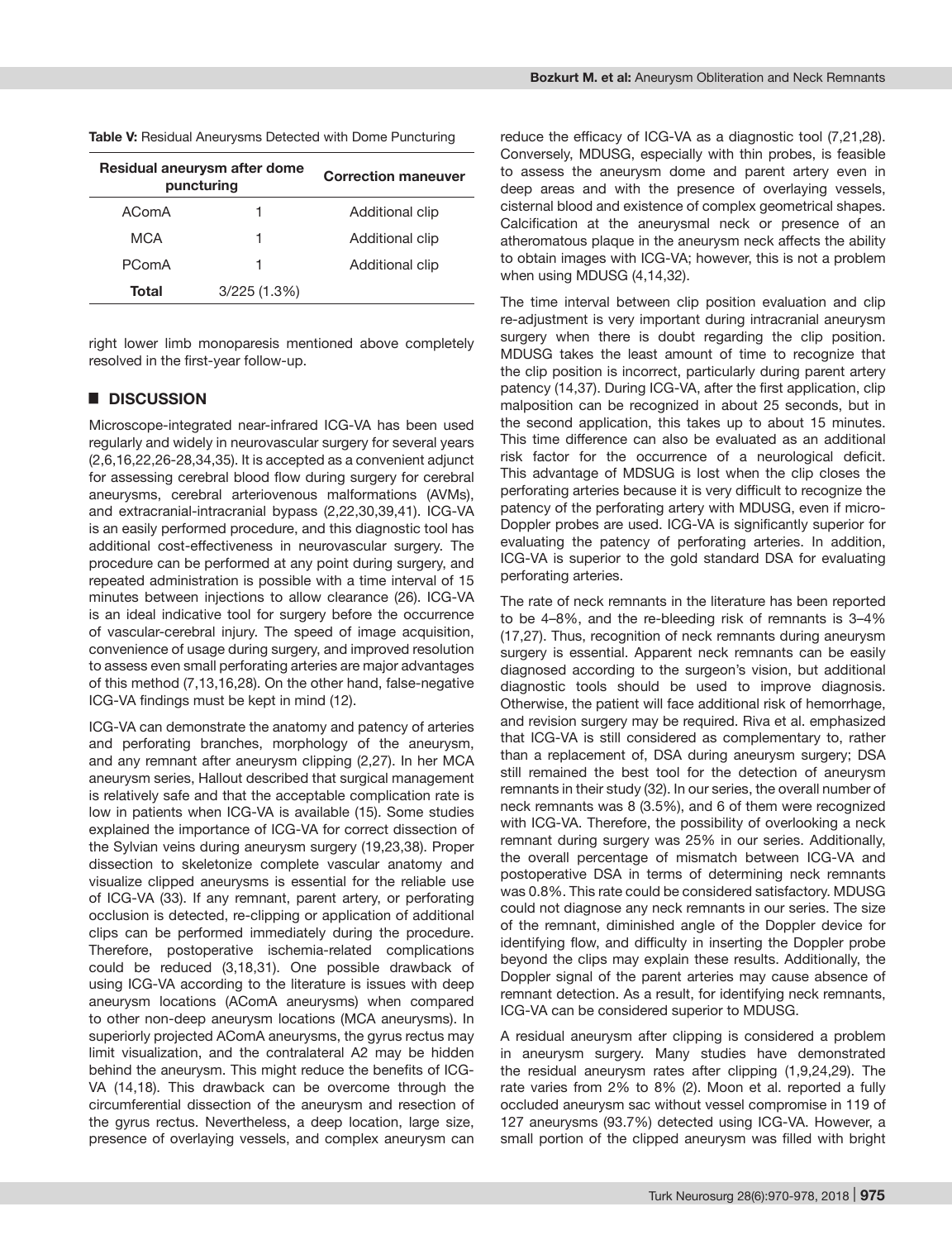**Table V:** Residual Aneurysms Detected with Dome Puncturing

| Residual aneurysm after dome puncturing | | Correction maneuver |
|---|---|---|
| AComA | 1 | Additional clip |
| MCA | 1 | Additional clip |
| PComA | 1 | Additional clip |
| **Total** | 3/225 (1.3%) | |

right lower limb monoparesis mentioned above completely resolved in the first-year follow-up.

## DISCUSSION

Microscope-integrated near-infrared ICG-VA has been used regularly and widely in neurovascular surgery for several years (2,6,16,22,26-28,34,35). It is accepted as a convenient adjunct for assessing cerebral blood flow during surgery for cerebral aneurysms, cerebral arteriovenous malformations (AVMs), and extracranial-intracranial bypass (2,22,30,39,41). ICG-VA is an easily performed procedure, and this diagnostic tool has additional cost-effectiveness in neurovascular surgery. The procedure can be performed at any point during surgery, and repeated administration is possible with a time interval of 15 minutes between injections to allow clearance (26). ICG-VA is an ideal indicative tool for surgery before the occurrence of vascular-cerebral injury. The speed of image acquisition, convenience of usage during surgery, and improved resolution to assess even small perforating arteries are major advantages of this method (7,13,16,28). On the other hand, false-negative ICG-VA findings must be kept in mind (12).

ICG-VA can demonstrate the anatomy and patency of arteries and perforating branches, morphology of the aneurysm, and any remnant after aneurysm clipping (2,27). In her MCA aneurysm series, Hallout described that surgical management is relatively safe and that the acceptable complication rate is low in patients when ICG-VA is available (15). Some studies explained the importance of ICG-VA for correct dissection of the Sylvian veins during aneurysm surgery (19,23,38). Proper dissection to skeletonize complete vascular anatomy and visualize clipped aneurysms is essential for the reliable use of ICG-VA (33). If any remnant, parent artery, or perforating occlusion is detected, re-clipping or application of additional clips can be performed immediately during the procedure. Therefore, postoperative ischemia-related complications could be reduced (3,18,31). One possible drawback of using ICG-VA according to the literature is issues with deep aneurysm locations (AComA aneurysms) when compared to other non-deep aneurysm locations (MCA aneurysms). In superiorly projected AComA aneurysms, the gyrus rectus may limit visualization, and the contralateral A2 may be hidden behind the aneurysm. This might reduce the benefits of ICG-VA (14,18). This drawback can be overcome through the circumferential dissection of the aneurysm and resection of the gyrus rectus. Nevertheless, a deep location, large size, presence of overlaying vessels, and complex aneurysm can reduce the efficacy of ICG-VA as a diagnostic tool (7,21,28). Conversely, MDUSG, especially with thin probes, is feasible to assess the aneurysm dome and parent artery even in deep areas and with the presence of overlaying vessels, cisternal blood and existence of complex geometrical shapes. Calcification at the aneurysmal neck or presence of an atheromatous plaque in the aneurysm neck affects the ability to obtain images with ICG-VA; however, this is not a problem when using MDUSG (4,14,32).

The time interval between clip position evaluation and clip re-adjustment is very important during intracranial aneurysm surgery when there is doubt regarding the clip position. MDUSG takes the least amount of time to recognize that the clip position is incorrect, particularly during parent artery patency (14,37). During ICG-VA, after the first application, clip malposition can be recognized in about 25 seconds, but in the second application, this takes up to about 15 minutes. This time difference can also be evaluated as an additional risk factor for the occurrence of a neurological deficit. This advantage of MDSUG is lost when the clip closes the perforating arteries because it is very difficult to recognize the patency of the perforating artery with MDUSG, even if micro-Doppler probes are used. ICG-VA is significantly superior for evaluating the patency of perforating arteries. In addition, ICG-VA is superior to the gold standard DSA for evaluating perforating arteries.

The rate of neck remnants in the literature has been reported to be 4–8%, and the re-bleeding risk of remnants is 3–4% (17,27). Thus, recognition of neck remnants during aneurysm surgery is essential. Apparent neck remnants can be easily diagnosed according to the surgeon's vision, but additional diagnostic tools should be used to improve diagnosis. Otherwise, the patient will face additional risk of hemorrhage, and revision surgery may be required. Riva et al. emphasized that ICG-VA is still considered as complementary to, rather than a replacement of, DSA during aneurysm surgery; DSA still remained the best tool for the detection of aneurysm remnants in their study (32). In our series, the overall number of neck remnants was 8 (3.5%), and 6 of them were recognized with ICG-VA. Therefore, the possibility of overlooking a neck remnant during surgery was 25% in our series. Additionally, the overall percentage of mismatch between ICG-VA and postoperative DSA in terms of determining neck remnants was 0.8%. This rate could be considered satisfactory. MDUSG could not diagnose any neck remnants in our series. The size of the remnant, diminished angle of the Doppler device for identifying flow, and difficulty in inserting the Doppler probe beyond the clips may explain these results. Additionally, the Doppler signal of the parent arteries may cause absence of remnant detection. As a result, for identifying neck remnants, ICG-VA can be considered superior to MDUSG.

A residual aneurysm after clipping is considered a problem in aneurysm surgery. Many studies have demonstrated the residual aneurysm rates after clipping (1,9,24,29). The rate varies from 2% to 8% (2). Moon et al. reported a fully occluded aneurysm sac without vessel compromise in 119 of 127 aneurysms (93.7%) detected using ICG-VA. However, a small portion of the clipped aneurysm was filled with bright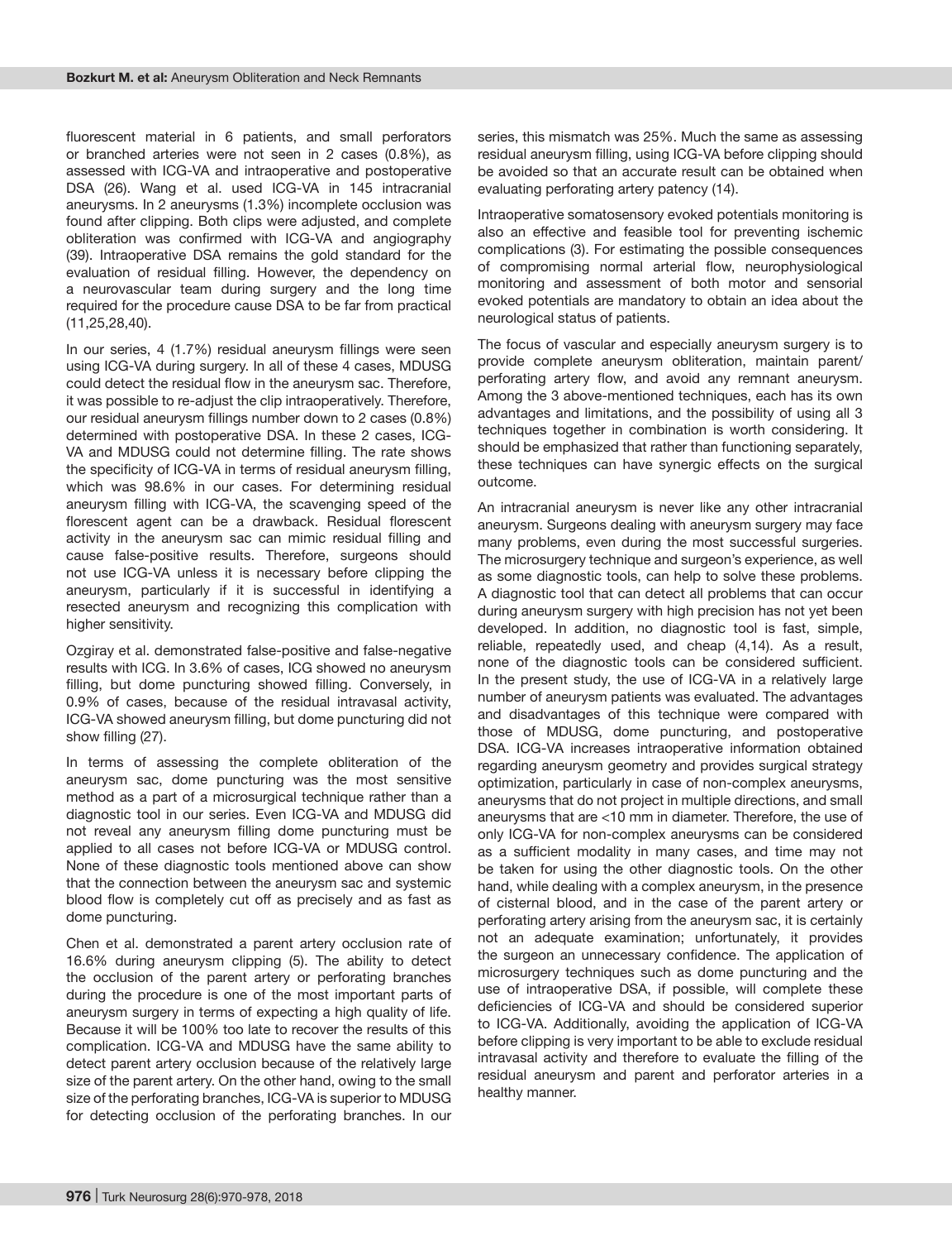fluorescent material in 6 patients, and small perforators or branched arteries were not seen in 2 cases (0.8%), as assessed with ICG-VA and intraoperative and postoperative DSA (26). Wang et al. used ICG-VA in 145 intracranial aneurysms. In 2 aneurysms (1.3%) incomplete occlusion was found after clipping. Both clips were adjusted, and complete obliteration was confirmed with ICG-VA and angiography (39). Intraoperative DSA remains the gold standard for the evaluation of residual filling. However, the dependency on a neurovascular team during surgery and the long time required for the procedure cause DSA to be far from practical (11,25,28,40).

In our series, 4 (1.7%) residual aneurysm fillings were seen using ICG-VA during surgery. In all of these 4 cases, MDUSG could detect the residual flow in the aneurysm sac. Therefore, it was possible to re-adjust the clip intraoperatively. Therefore, our residual aneurysm fillings number down to 2 cases (0.8%) determined with postoperative DSA. In these 2 cases, ICG-VA and MDUSG could not determine filling. The rate shows the specificity of ICG-VA in terms of residual aneurysm filling, which was 98.6% in our cases. For determining residual aneurysm filling with ICG-VA, the scavenging speed of the florescent agent can be a drawback. Residual florescent activity in the aneurysm sac can mimic residual filling and cause false-positive results. Therefore, surgeons should not use ICG-VA unless it is necessary before clipping the aneurysm, particularly if it is successful in identifying a resected aneurysm and recognizing this complication with higher sensitivity.

Ozgiray et al. demonstrated false-positive and false-negative results with ICG. In 3.6% of cases, ICG showed no aneurysm filling, but dome puncturing showed filling. Conversely, in 0.9% of cases, because of the residual intravasal activity, ICG-VA showed aneurysm filling, but dome puncturing did not show filling (27).

In terms of assessing the complete obliteration of the aneurysm sac, dome puncturing was the most sensitive method as a part of a microsurgical technique rather than a diagnostic tool in our series. Even ICG-VA and MDUSG did not reveal any aneurysm filling dome puncturing must be applied to all cases not before ICG-VA or MDUSG control. None of these diagnostic tools mentioned above can show that the connection between the aneurysm sac and systemic blood flow is completely cut off as precisely and as fast as dome puncturing.

Chen et al. demonstrated a parent artery occlusion rate of 16.6% during aneurysm clipping (5). The ability to detect the occlusion of the parent artery or perforating branches during the procedure is one of the most important parts of aneurysm surgery in terms of expecting a high quality of life. Because it will be 100% too late to recover the results of this complication. ICG-VA and MDUSG have the same ability to detect parent artery occlusion because of the relatively large size of the parent artery. On the other hand, owing to the small size of the perforating branches, ICG-VA is superior to MDUSG for detecting occlusion of the perforating branches. In our series, this mismatch was 25%. Much the same as assessing residual aneurysm filling, using ICG-VA before clipping should be avoided so that an accurate result can be obtained when evaluating perforating artery patency (14).

Intraoperative somatosensory evoked potentials monitoring is also an effective and feasible tool for preventing ischemic complications (3). For estimating the possible consequences of compromising normal arterial flow, neurophysiological monitoring and assessment of both motor and sensorial evoked potentials are mandatory to obtain an idea about the neurological status of patients.

The focus of vascular and especially aneurysm surgery is to provide complete aneurysm obliteration, maintain parent/perforating artery flow, and avoid any remnant aneurysm. Among the 3 above-mentioned techniques, each has its own advantages and limitations, and the possibility of using all 3 techniques together in combination is worth considering. It should be emphasized that rather than functioning separately, these techniques can have synergic effects on the surgical outcome.

An intracranial aneurysm is never like any other intracranial aneurysm. Surgeons dealing with aneurysm surgery may face many problems, even during the most successful surgeries. The microsurgery technique and surgeon's experience, as well as some diagnostic tools, can help to solve these problems. A diagnostic tool that can detect all problems that can occur during aneurysm surgery with high precision has not yet been developed. In addition, no diagnostic tool is fast, simple, reliable, repeatedly used, and cheap (4,14). As a result, none of the diagnostic tools can be considered sufficient. In the present study, the use of ICG-VA in a relatively large number of aneurysm patients was evaluated. The advantages and disadvantages of this technique were compared with those of MDUSG, dome puncturing, and postoperative DSA. ICG-VA increases intraoperative information obtained regarding aneurysm geometry and provides surgical strategy optimization, particularly in case of non-complex aneurysms, aneurysms that do not project in multiple directions, and small aneurysms that are <10 mm in diameter. Therefore, the use of only ICG-VA for non-complex aneurysms can be considered as a sufficient modality in many cases, and time may not be taken for using the other diagnostic tools. On the other hand, while dealing with a complex aneurysm, in the presence of cisternal blood, and in the case of the parent artery or perforating artery arising from the aneurysm sac, it is certainly not an adequate examination; unfortunately, it provides the surgeon an unnecessary confidence. The application of microsurgery techniques such as dome puncturing and the use of intraoperative DSA, if possible, will complete these deficiencies of ICG-VA and should be considered superior to ICG-VA. Additionally, avoiding the application of ICG-VA before clipping is very important to be able to exclude residual intravasal activity and therefore to evaluate the filling of the residual aneurysm and parent and perforator arteries in a healthy manner.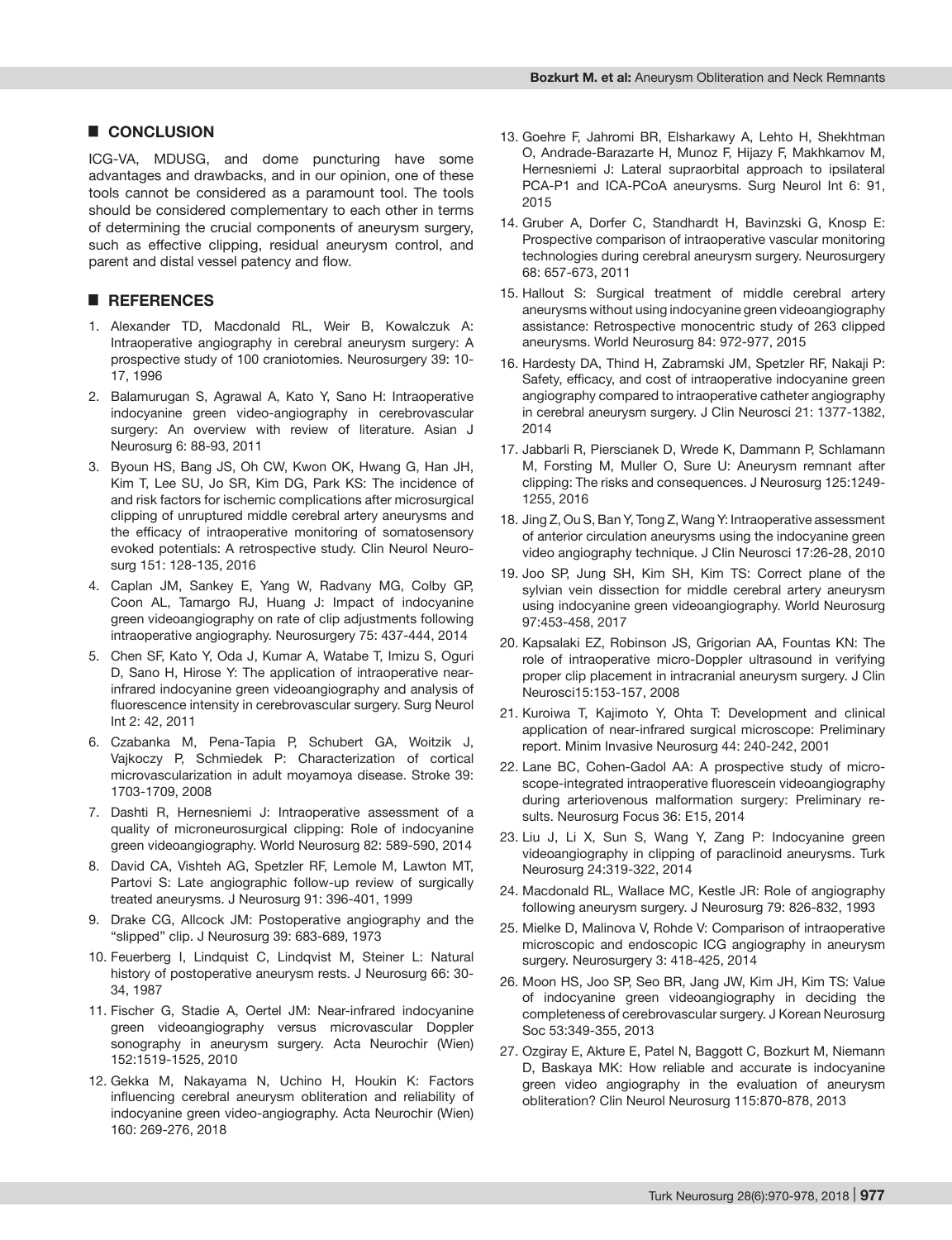## CONCLUSION

ICG-VA, MDUSG, and dome puncturing have some advantages and drawbacks, and in our opinion, one of these tools cannot be considered as a paramount tool. The tools should be considered complementary to each other in terms of determining the crucial components of aneurysm surgery, such as effective clipping, residual aneurysm control, and parent and distal vessel patency and flow.

## REFERENCES

1. Alexander TD, Macdonald RL, Weir B, Kowalczuk A: Intraoperative angiography in cerebral aneurysm surgery: A prospective study of 100 craniotomies. Neurosurgery 39: 10-17, 1996
2. Balamurugan S, Agrawal A, Kato Y, Sano H: Intraoperative indocyanine green video-angiography in cerebrovascular surgery: An overview with review of literature. Asian J Neurosurg 6: 88-93, 2011
3. Byoun HS, Bang JS, Oh CW, Kwon OK, Hwang G, Han JH, Kim T, Lee SU, Jo SR, Kim DG, Park KS: The incidence of and risk factors for ischemic complications after microsurgical clipping of unruptured middle cerebral artery aneurysms and the efficacy of intraoperative monitoring of somatosensory evoked potentials: A retrospective study. Clin Neurol Neurosurg 151: 128-135, 2016
4. Caplan JM, Sankey E, Yang W, Radvany MG, Colby GP, Coon AL, Tamargo RJ, Huang J: Impact of indocyanine green videoangiography on rate of clip adjustments following intraoperative angiography. Neurosurgery 75: 437-444, 2014
5. Chen SF, Kato Y, Oda J, Kumar A, Watabe T, Imizu S, Oguri D, Sano H, Hirose Y: The application of intraoperative near-infrared indocyanine green videoangiography and analysis of fluorescence intensity in cerebrovascular surgery. Surg Neurol Int 2: 42, 2011
6. Czabanka M, Pena-Tapia P, Schubert GA, Woitzik J, Vajkoczy P, Schmiedek P: Characterization of cortical microvascularization in adult moyamoya disease. Stroke 39: 1703-1709, 2008
7. Dashti R, Hernesniemi J: Intraoperative assessment of a quality of microneurosurgical clipping: Role of indocyanine green videoangiography. World Neurosurg 82: 589-590, 2014
8. David CA, Vishteh AG, Spetzler RF, Lemole M, Lawton MT, Partovi S: Late angiographic follow-up review of surgically treated aneurysms. J Neurosurg 91: 396-401, 1999
9. Drake CG, Allcock JM: Postoperative angiography and the "slipped" clip. J Neurosurg 39: 683-689, 1973
10. Feuerberg I, Lindquist C, Lindqvist M, Steiner L: Natural history of postoperative aneurysm rests. J Neurosurg 66: 30-34, 1987
11. Fischer G, Stadie A, Oertel JM: Near-infrared indocyanine green videoangiography versus microvascular Doppler sonography in aneurysm surgery. Acta Neurochir (Wien) 152:1519-1525, 2010
12. Gekka M, Nakayama N, Uchino H, Houkin K: Factors influencing cerebral aneurysm obliteration and reliability of indocyanine green video-angiography. Acta Neurochir (Wien) 160: 269-276, 2018
13. Goehre F, Jahromi BR, Elsharkawy A, Lehto H, Shekhtman O, Andrade-Barazarte H, Munoz F, Hijazy F, Makhkamov M, Hernesniemi J: Lateral supraorbital approach to ipsilateral PCA-P1 and ICA-PCoA aneurysms. Surg Neurol Int 6: 91, 2015
14. Gruber A, Dorfer C, Standhardt H, Bavinzski G, Knosp E: Prospective comparison of intraoperative vascular monitoring technologies during cerebral aneurysm surgery. Neurosurgery 68: 657-673, 2011
15. Hallout S: Surgical treatment of middle cerebral artery aneurysms without using indocyanine green videoangiography assistance: Retrospective monocentric study of 263 clipped aneurysms. World Neurosurg 84: 972-977, 2015
16. Hardesty DA, Thind H, Zabramski JM, Spetzler RF, Nakaji P: Safety, efficacy, and cost of intraoperative indocyanine green angiography compared to intraoperative catheter angiography in cerebral aneurysm surgery. J Clin Neurosci 21: 1377-1382, 2014
17. Jabbarli R, Pierscianek D, Wrede K, Dammann P, Schlamann M, Forsting M, Muller O, Sure U: Aneurysm remnant after clipping: The risks and consequences. J Neurosurg 125:1249-1255, 2016
18. Jing Z, Ou S, Ban Y, Tong Z, Wang Y: Intraoperative assessment of anterior circulation aneurysms using the indocyanine green video angiography technique. J Clin Neurosci 17:26-28, 2010
19. Joo SP, Jung SH, Kim SH, Kim TS: Correct plane of the sylvian vein dissection for middle cerebral artery aneurysm using indocyanine green videoangiography. World Neurosurg 97:453-458, 2017
20. Kapsalaki EZ, Robinson JS, Grigorian AA, Fountas KN: The role of intraoperative micro-Doppler ultrasound in verifying proper clip placement in intracranial aneurysm surgery. J Clin Neurosci15:153-157, 2008
21. Kuroiwa T, Kajimoto Y, Ohta T: Development and clinical application of near-infrared surgical microscope: Preliminary report. Minim Invasive Neurosurg 44: 240-242, 2001
22. Lane BC, Cohen-Gadol AA: A prospective study of microscope-integrated intraoperative fluorescein videoangiography during arteriovenous malformation surgery: Preliminary results. Neurosurg Focus 36: E15, 2014
23. Liu J, Li X, Sun S, Wang Y, Zang P: Indocyanine green videoangiography in clipping of paraclinoid aneurysms. Turk Neurosurg 24:319-322, 2014
24. Macdonald RL, Wallace MC, Kestle JR: Role of angiography following aneurysm surgery. J Neurosurg 79: 826-832, 1993
25. Mielke D, Malinova V, Rohde V: Comparison of intraoperative microscopic and endoscopic ICG angiography in aneurysm surgery. Neurosurgery 3: 418-425, 2014
26. Moon HS, Joo SP, Seo BR, Jang JW, Kim JH, Kim TS: Value of indocyanine green videoangiography in deciding the completeness of cerebrovascular surgery. J Korean Neurosurg Soc 53:349-355, 2013
27. Ozgiray E, Akture E, Patel N, Baggott C, Bozkurt M, Niemann D, Baskaya MK: How reliable and accurate is indocyanine green video angiography in the evaluation of aneurysm obliteration? Clin Neurol Neurosurg 115:870-878, 2013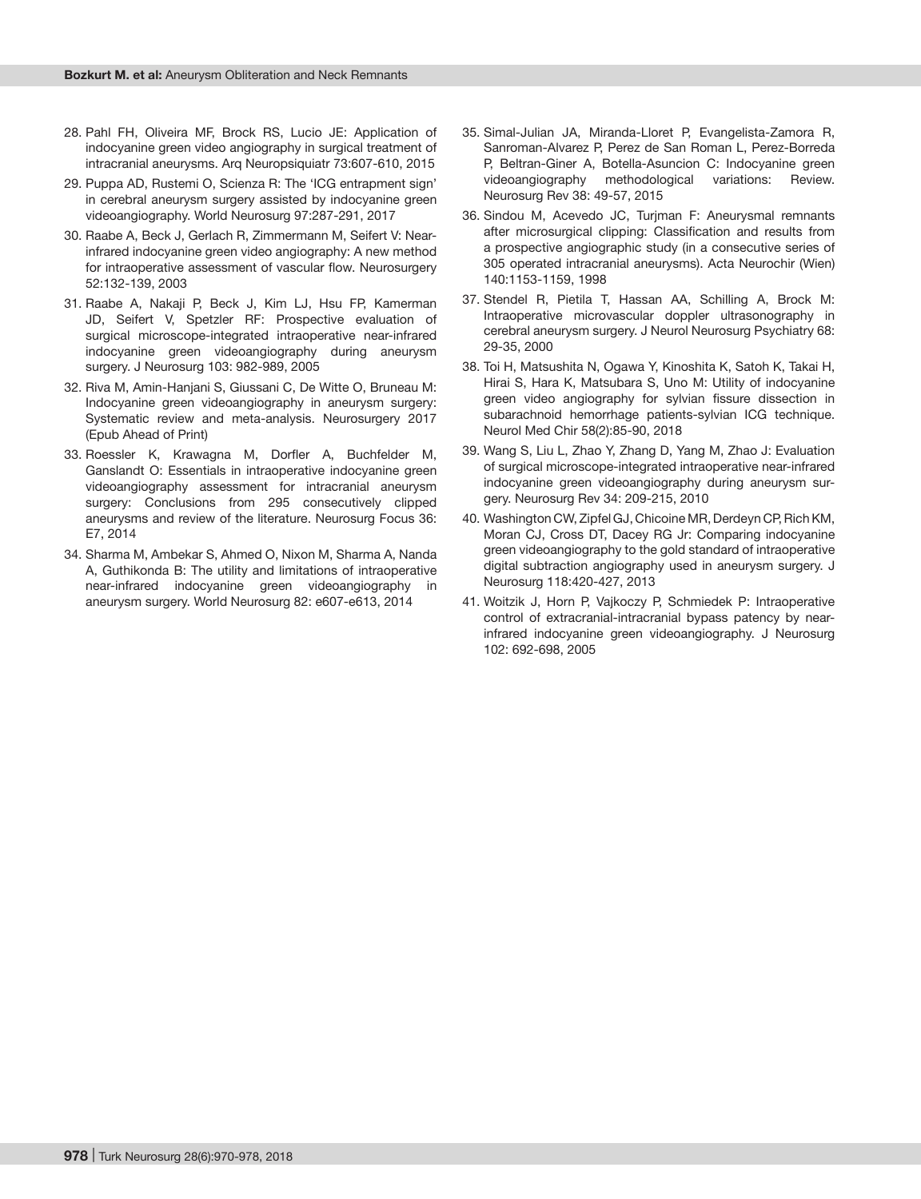28. Pahl FH, Oliveira MF, Brock RS, Lucio JE: Application of indocyanine green video angiography in surgical treatment of intracranial aneurysms. Arq Neuropsiquiatr 73:607-610, 2015

29. Puppa AD, Rustemi O, Scienza R: The 'ICG entrapment sign' in cerebral aneurysm surgery assisted by indocyanine green videoangiography. World Neurosurg 97:287-291, 2017

30. Raabe A, Beck J, Gerlach R, Zimmermann M, Seifert V: Near-infrared indocyanine green video angiography: A new method for intraoperative assessment of vascular flow. Neurosurgery 52:132-139, 2003

31. Raabe A, Nakaji P, Beck J, Kim LJ, Hsu FP, Kamerman JD, Seifert V, Spetzler RF: Prospective evaluation of surgical microscope-integrated intraoperative near-infrared indocyanine green videoangiography during aneurysm surgery. J Neurosurg 103: 982-989, 2005

32. Riva M, Amin-Hanjani S, Giussani C, De Witte O, Bruneau M: Indocyanine green videoangiography in aneurysm surgery: Systematic review and meta-analysis. Neurosurgery 2017 (Epub Ahead of Print)

33. Roessler K, Krawagna M, Dorfler A, Buchfelder M, Ganslandt O: Essentials in intraoperative indocyanine green videoangiography assessment for intracranial aneurysm surgery: Conclusions from 295 consecutively clipped aneurysms and review of the literature. Neurosurg Focus 36: E7, 2014

34. Sharma M, Ambekar S, Ahmed O, Nixon M, Sharma A, Nanda A, Guthikonda B: The utility and limitations of intraoperative near-infrared indocyanine green videoangiography in aneurysm surgery. World Neurosurg 82: e607-e613, 2014

35. Simal-Julian JA, Miranda-Lloret P, Evangelista-Zamora R, Sanroman-Alvarez P, Perez de San Roman L, Perez-Borreda P, Beltran-Giner A, Botella-Asuncion C: Indocyanine green videoangiography methodological variations: Review. Neurosurg Rev 38: 49-57, 2015

36. Sindou M, Acevedo JC, Turjman F: Aneurysmal remnants after microsurgical clipping: Classification and results from a prospective angiographic study (in a consecutive series of 305 operated intracranial aneurysms). Acta Neurochir (Wien) 140:1153-1159, 1998

37. Stendel R, Pietila T, Hassan AA, Schilling A, Brock M: Intraoperative microvascular doppler ultrasonography in cerebral aneurysm surgery. J Neurol Neurosurg Psychiatry 68: 29-35, 2000

38. Toi H, Matsushita N, Ogawa Y, Kinoshita K, Satoh K, Takai H, Hirai S, Hara K, Matsubara S, Uno M: Utility of indocyanine green video angiography for sylvian fissure dissection in subarachnoid hemorrhage patients-sylvian ICG technique. Neurol Med Chir 58(2):85-90, 2018

39. Wang S, Liu L, Zhao Y, Zhang D, Yang M, Zhao J: Evaluation of surgical microscope-integrated intraoperative near-infrared indocyanine green videoangiography during aneurysm surgery. Neurosurg Rev 34: 209-215, 2010

40. Washington CW, Zipfel GJ, Chicoine MR, Derdeyn CP, Rich KM, Moran CJ, Cross DT, Dacey RG Jr: Comparing indocyanine green videoangiography to the gold standard of intraoperative digital subtraction angiography used in aneurysm surgery. J Neurosurg 118:420-427, 2013

41. Woitzik J, Horn P, Vajkoczy P, Schmiedek P: Intraoperative control of extracranial-intracranial bypass patency by near-infrared indocyanine green videoangiography. J Neurosurg 102: 692-698, 2005